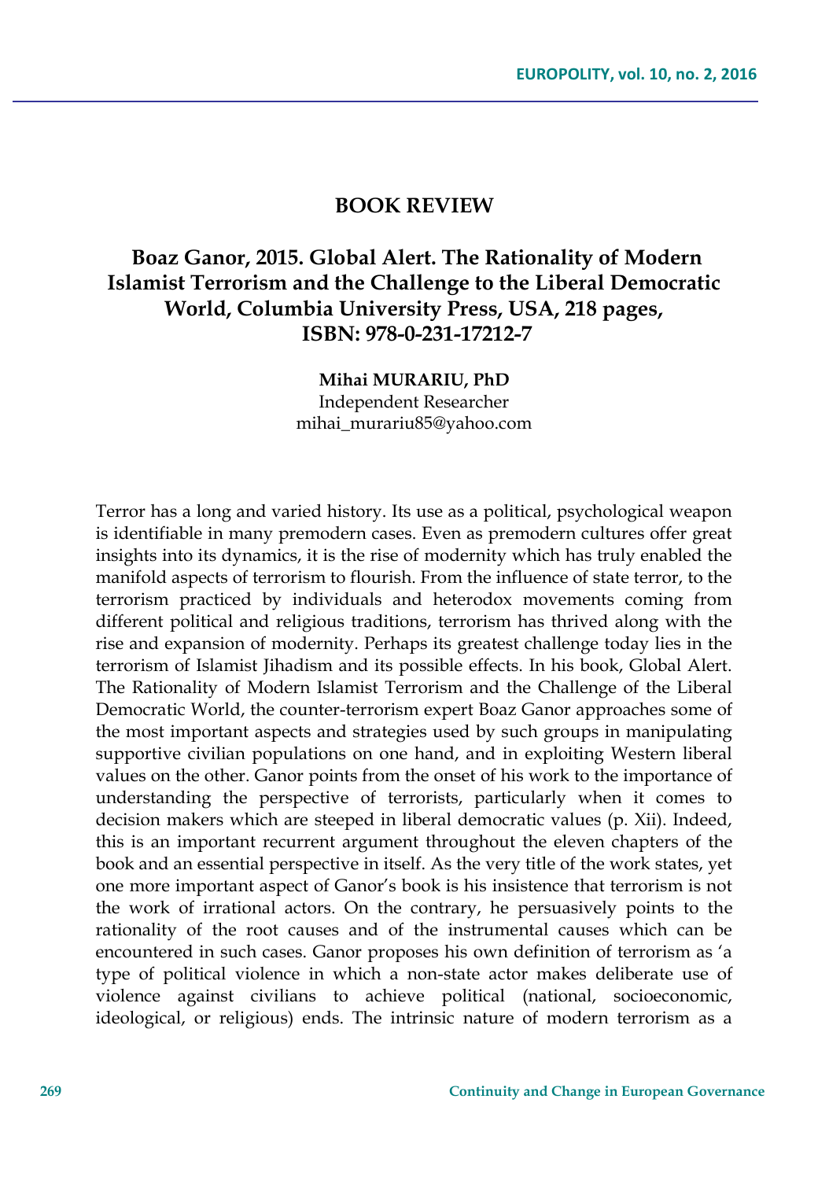## BOOK REVIEW

### Boaz Ganor, 2015. Global Alert. The Rationality of Modern Islamist Terrorism and the Challenge to the Liberal Democratic World, Columbia University Press, USA, 218 pages, ISBN: 978-0-231-17212-7

**Mihai MURARIU, PhD**
Independent Researcher
mihai_murariu85@yahoo.com

Terror has a long and varied history. Its use as a political, psychological weapon is identifiable in many premodern cases. Even as premodern cultures offer great insights into its dynamics, it is the rise of modernity which has truly enabled the manifold aspects of terrorism to flourish. From the influence of state terror, to the terrorism practiced by individuals and heterodox movements coming from different political and religious traditions, terrorism has thrived along with the rise and expansion of modernity. Perhaps its greatest challenge today lies in the terrorism of Islamist Jihadism and its possible effects. In his book, Global Alert. The Rationality of Modern Islamist Terrorism and the Challenge of the Liberal Democratic World, the counter-terrorism expert Boaz Ganor approaches some of the most important aspects and strategies used by such groups in manipulating supportive civilian populations on one hand, and in exploiting Western liberal values on the other. Ganor points from the onset of his work to the importance of understanding the perspective of terrorists, particularly when it comes to decision makers which are steeped in liberal democratic values (p. Xii). Indeed, this is an important recurrent argument throughout the eleven chapters of the book and an essential perspective in itself. As the very title of the work states, yet one more important aspect of Ganor's book is his insistence that terrorism is not the work of irrational actors. On the contrary, he persuasively points to the rationality of the root causes and of the instrumental causes which can be encountered in such cases. Ganor proposes his own definition of terrorism as 'a type of political violence in which a non-state actor makes deliberate use of violence against civilians to achieve political (national, socioeconomic, ideological, or religious) ends. The intrinsic nature of modern terrorism as a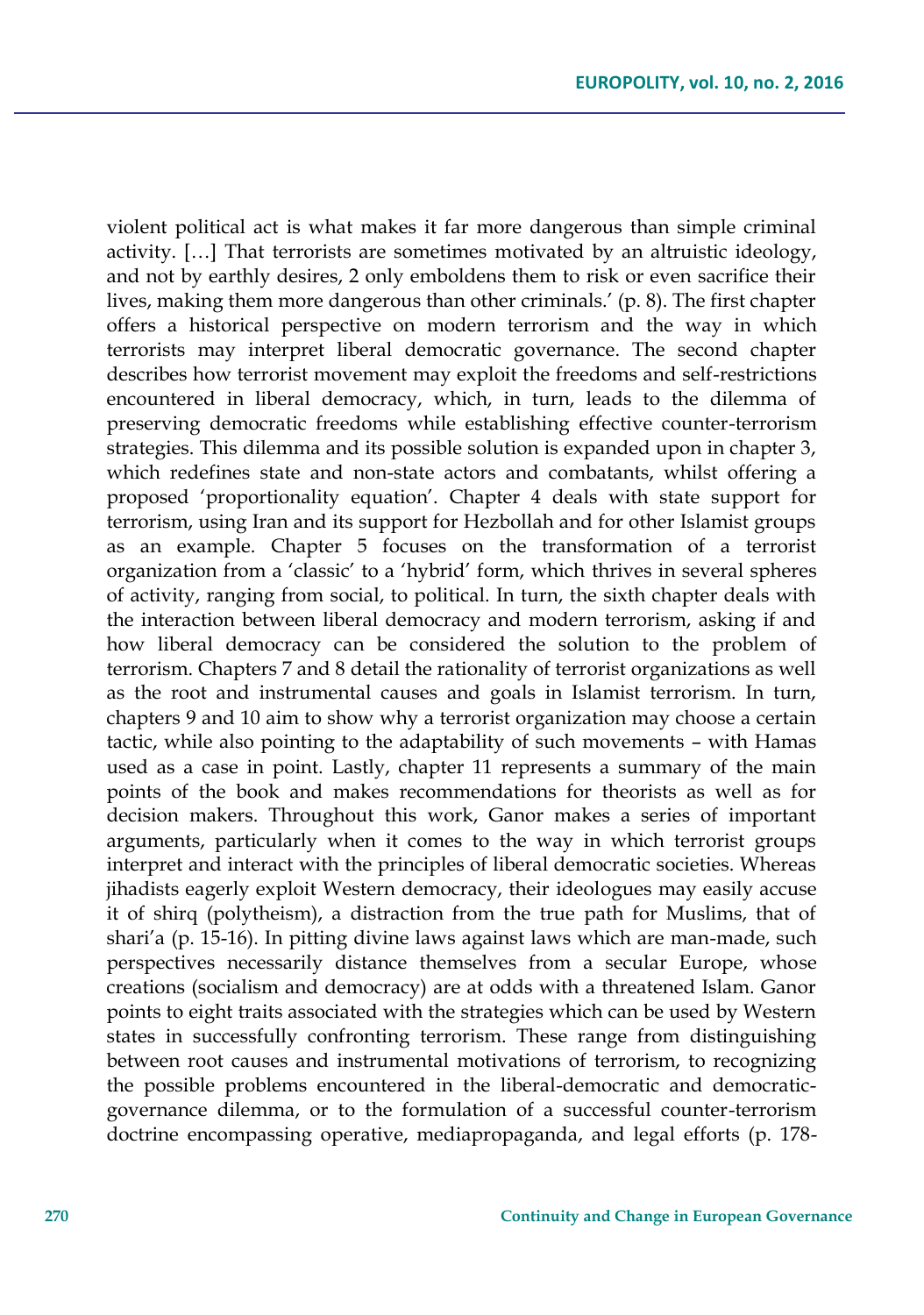violent political act is what makes it far more dangerous than simple criminal activity. […] That terrorists are sometimes motivated by an altruistic ideology, and not by earthly desires, 2 only emboldens them to risk or even sacrifice their lives, making them more dangerous than other criminals.' (p. 8). The first chapter offers a historical perspective on modern terrorism and the way in which terrorists may interpret liberal democratic governance. The second chapter describes how terrorist movement may exploit the freedoms and self-restrictions encountered in liberal democracy, which, in turn, leads to the dilemma of preserving democratic freedoms while establishing effective counter-terrorism strategies. This dilemma and its possible solution is expanded upon in chapter 3, which redefines state and non-state actors and combatants, whilst offering a proposed 'proportionality equation'. Chapter 4 deals with state support for terrorism, using Iran and its support for Hezbollah and for other Islamist groups as an example. Chapter 5 focuses on the transformation of a terrorist organization from a 'classic' to a 'hybrid' form, which thrives in several spheres of activity, ranging from social, to political. In turn, the sixth chapter deals with the interaction between liberal democracy and modern terrorism, asking if and how liberal democracy can be considered the solution to the problem of terrorism. Chapters 7 and 8 detail the rationality of terrorist organizations as well as the root and instrumental causes and goals in Islamist terrorism. In turn, chapters 9 and 10 aim to show why a terrorist organization may choose a certain tactic, while also pointing to the adaptability of such movements – with Hamas used as a case in point. Lastly, chapter 11 represents a summary of the main points of the book and makes recommendations for theorists as well as for decision makers. Throughout this work, Ganor makes a series of important arguments, particularly when it comes to the way in which terrorist groups interpret and interact with the principles of liberal democratic societies. Whereas jihadists eagerly exploit Western democracy, their ideologues may easily accuse it of shirq (polytheism), a distraction from the true path for Muslims, that of shari'a (p. 15-16). In pitting divine laws against laws which are man-made, such perspectives necessarily distance themselves from a secular Europe, whose creations (socialism and democracy) are at odds with a threatened Islam. Ganor points to eight traits associated with the strategies which can be used by Western states in successfully confronting terrorism. These range from distinguishing between root causes and instrumental motivations of terrorism, to recognizing the possible problems encountered in the liberal-democratic and democratic-governance dilemma, or to the formulation of a successful counter-terrorism doctrine encompassing operative, mediapropaganda, and legal efforts (p. 178-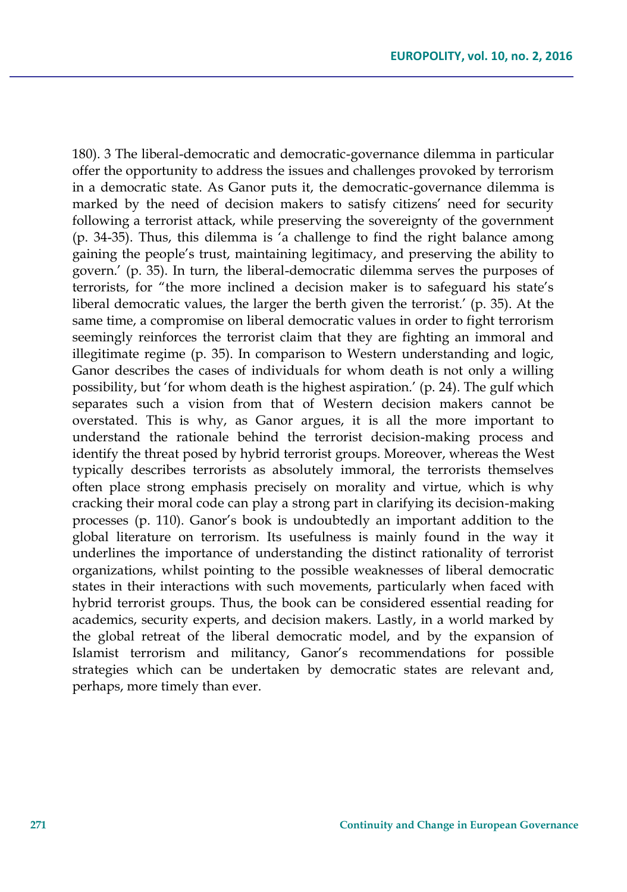180). 3 The liberal-democratic and democratic-governance dilemma in particular offer the opportunity to address the issues and challenges provoked by terrorism in a democratic state. As Ganor puts it, the democratic-governance dilemma is marked by the need of decision makers to satisfy citizens' need for security following a terrorist attack, while preserving the sovereignty of the government (p. 34-35). Thus, this dilemma is 'a challenge to find the right balance among gaining the people's trust, maintaining legitimacy, and preserving the ability to govern.' (p. 35). In turn, the liberal-democratic dilemma serves the purposes of terrorists, for "the more inclined a decision maker is to safeguard his state's liberal democratic values, the larger the berth given the terrorist.' (p. 35). At the same time, a compromise on liberal democratic values in order to fight terrorism seemingly reinforces the terrorist claim that they are fighting an immoral and illegitimate regime (p. 35). In comparison to Western understanding and logic, Ganor describes the cases of individuals for whom death is not only a willing possibility, but 'for whom death is the highest aspiration.' (p. 24). The gulf which separates such a vision from that of Western decision makers cannot be overstated. This is why, as Ganor argues, it is all the more important to understand the rationale behind the terrorist decision-making process and identify the threat posed by hybrid terrorist groups. Moreover, whereas the West typically describes terrorists as absolutely immoral, the terrorists themselves often place strong emphasis precisely on morality and virtue, which is why cracking their moral code can play a strong part in clarifying its decision-making processes (p. 110). Ganor's book is undoubtedly an important addition to the global literature on terrorism. Its usefulness is mainly found in the way it underlines the importance of understanding the distinct rationality of terrorist organizations, whilst pointing to the possible weaknesses of liberal democratic states in their interactions with such movements, particularly when faced with hybrid terrorist groups. Thus, the book can be considered essential reading for academics, security experts, and decision makers. Lastly, in a world marked by the global retreat of the liberal democratic model, and by the expansion of Islamist terrorism and militancy, Ganor's recommendations for possible strategies which can be undertaken by democratic states are relevant and, perhaps, more timely than ever.